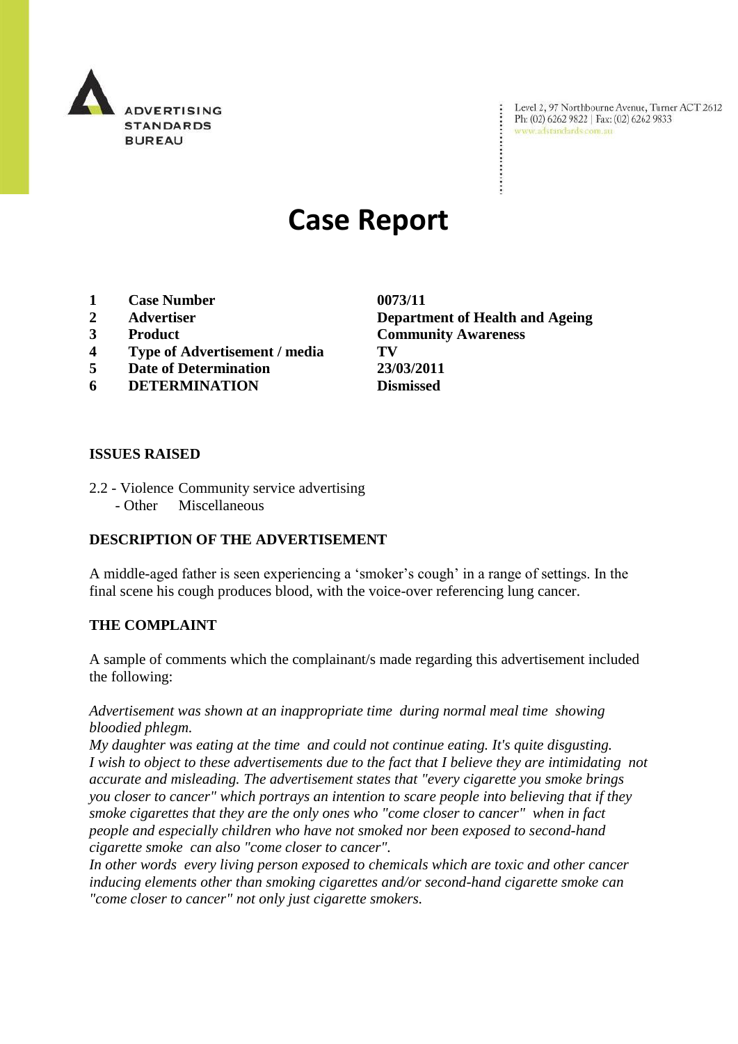ADVERTISING STANDARDS BUREAU

Level 2, 97 Northbourne Avenue, Turner ACT 2612
Ph: (02) 6262 9822 | Fax: (02) 6262 9833
www.adstandards.com.au

# Case Report

| | | |
|---|---|---|
| 1 | **Case Number** | **0073/11** |
| 2 | **Advertiser** | **Department of Health and Ageing** |
| 3 | **Product** | **Community Awareness** |
| 4 | **Type of Advertisement / media** | **TV** |
| 5 | **Date of Determination** | **23/03/2011** |
| 6 | **DETERMINATION** | **Dismissed** |

## ISSUES RAISED

2.2 - Violence Community service advertising
- Other Miscellaneous

## DESCRIPTION OF THE ADVERTISEMENT

A middle-aged father is seen experiencing a 'smoker's cough' in a range of settings. In the final scene his cough produces blood, with the voice-over referencing lung cancer.

## THE COMPLAINT

A sample of comments which the complainant/s made regarding this advertisement included the following:

*Advertisement was shown at an inappropriate time during normal meal time showing bloodied phlegm.*
*My daughter was eating at the time and could not continue eating. It's quite disgusting.*
*I wish to object to these advertisements due to the fact that I believe they are intimidating not accurate and misleading. The advertisement states that "every cigarette you smoke brings you closer to cancer" which portrays an intention to scare people into believing that if they smoke cigarettes that they are the only ones who "come closer to cancer" when in fact people and especially children who have not smoked nor been exposed to second-hand cigarette smoke can also "come closer to cancer".*
*In other words every living person exposed to chemicals which are toxic and other cancer inducing elements other than smoking cigarettes and/or second-hand cigarette smoke can "come closer to cancer" not only just cigarette smokers.*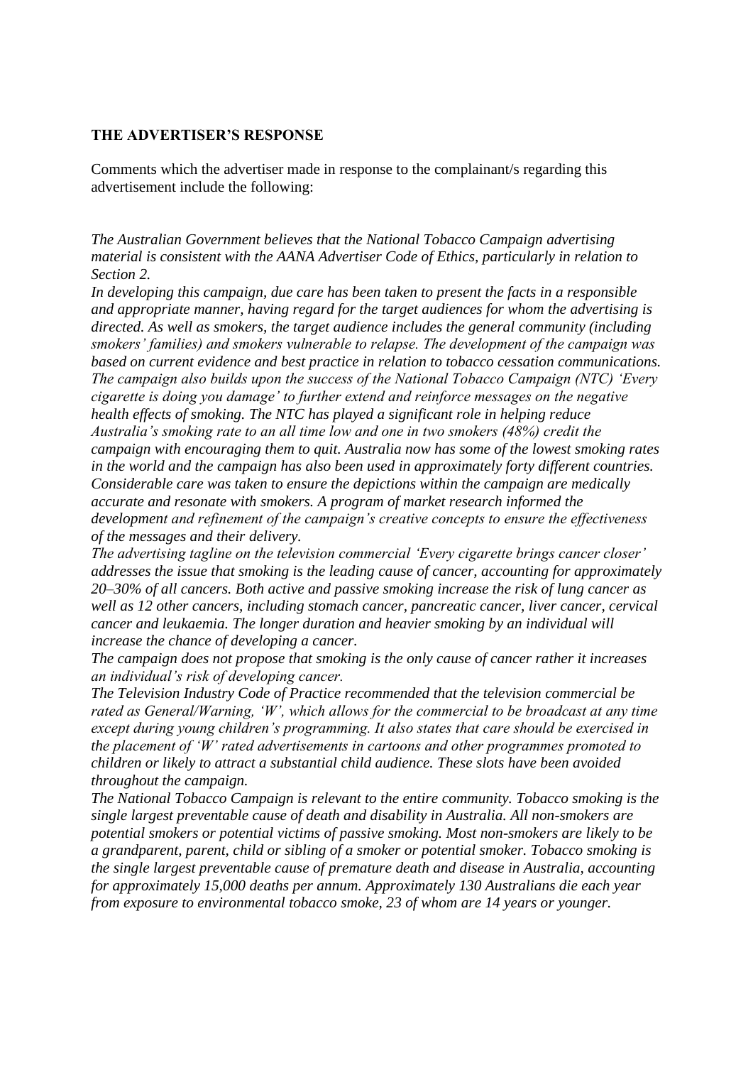**THE ADVERTISER'S RESPONSE**

Comments which the advertiser made in response to the complainant/s regarding this advertisement include the following:

*The Australian Government believes that the National Tobacco Campaign advertising material is consistent with the AANA Advertiser Code of Ethics, particularly in relation to Section 2.*

*In developing this campaign, due care has been taken to present the facts in a responsible and appropriate manner, having regard for the target audiences for whom the advertising is directed. As well as smokers, the target audience includes the general community (including smokers' families) and smokers vulnerable to relapse. The development of the campaign was based on current evidence and best practice in relation to tobacco cessation communications. The campaign also builds upon the success of the National Tobacco Campaign (NTC) 'Every cigarette is doing you damage' to further extend and reinforce messages on the negative health effects of smoking. The NTC has played a significant role in helping reduce Australia's smoking rate to an all time low and one in two smokers (48%) credit the campaign with encouraging them to quit. Australia now has some of the lowest smoking rates in the world and the campaign has also been used in approximately forty different countries. Considerable care was taken to ensure the depictions within the campaign are medically accurate and resonate with smokers. A program of market research informed the development and refinement of the campaign's creative concepts to ensure the effectiveness of the messages and their delivery.*

*The advertising tagline on the television commercial 'Every cigarette brings cancer closer' addresses the issue that smoking is the leading cause of cancer, accounting for approximately 20–30% of all cancers. Both active and passive smoking increase the risk of lung cancer as well as 12 other cancers, including stomach cancer, pancreatic cancer, liver cancer, cervical cancer and leukaemia. The longer duration and heavier smoking by an individual will increase the chance of developing a cancer.*

*The campaign does not propose that smoking is the only cause of cancer rather it increases an individual's risk of developing cancer.*

*The Television Industry Code of Practice recommended that the television commercial be rated as General/Warning, 'W', which allows for the commercial to be broadcast at any time except during young children's programming. It also states that care should be exercised in the placement of 'W' rated advertisements in cartoons and other programmes promoted to children or likely to attract a substantial child audience. These slots have been avoided throughout the campaign.*

*The National Tobacco Campaign is relevant to the entire community. Tobacco smoking is the single largest preventable cause of death and disability in Australia. All non-smokers are potential smokers or potential victims of passive smoking. Most non-smokers are likely to be a grandparent, parent, child or sibling of a smoker or potential smoker. Tobacco smoking is the single largest preventable cause of premature death and disease in Australia, accounting for approximately 15,000 deaths per annum. Approximately 130 Australians die each year from exposure to environmental tobacco smoke, 23 of whom are 14 years or younger.*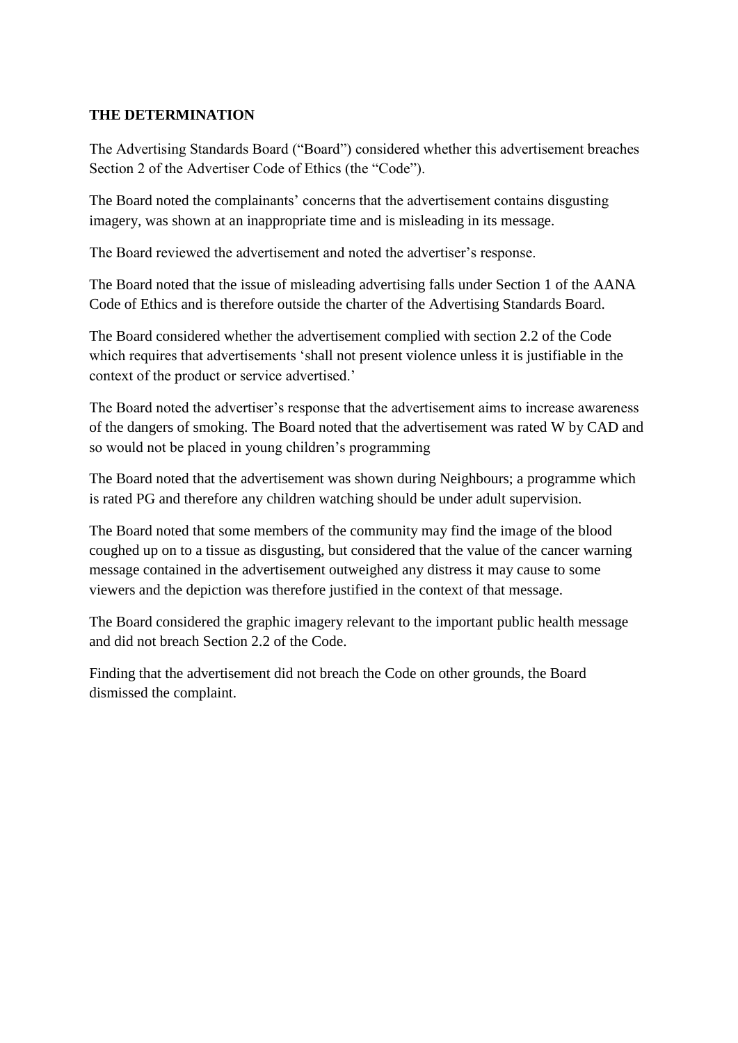**THE DETERMINATION**

The Advertising Standards Board ("Board") considered whether this advertisement breaches Section 2 of the Advertiser Code of Ethics (the "Code").

The Board noted the complainants' concerns that the advertisement contains disgusting imagery, was shown at an inappropriate time and is misleading in its message.

The Board reviewed the advertisement and noted the advertiser's response.

The Board noted that the issue of misleading advertising falls under Section 1 of the AANA Code of Ethics and is therefore outside the charter of the Advertising Standards Board.

The Board considered whether the advertisement complied with section 2.2 of the Code which requires that advertisements 'shall not present violence unless it is justifiable in the context of the product or service advertised.'

The Board noted the advertiser's response that the advertisement aims to increase awareness of the dangers of smoking. The Board noted that the advertisement was rated W by CAD and so would not be placed in young children's programming

The Board noted that the advertisement was shown during Neighbours; a programme which is rated PG and therefore any children watching should be under adult supervision.

The Board noted that some members of the community may find the image of the blood coughed up on to a tissue as disgusting, but considered that the value of the cancer warning message contained in the advertisement outweighed any distress it may cause to some viewers and the depiction was therefore justified in the context of that message.

The Board considered the graphic imagery relevant to the important public health message and did not breach Section 2.2 of the Code.

Finding that the advertisement did not breach the Code on other grounds, the Board dismissed the complaint.